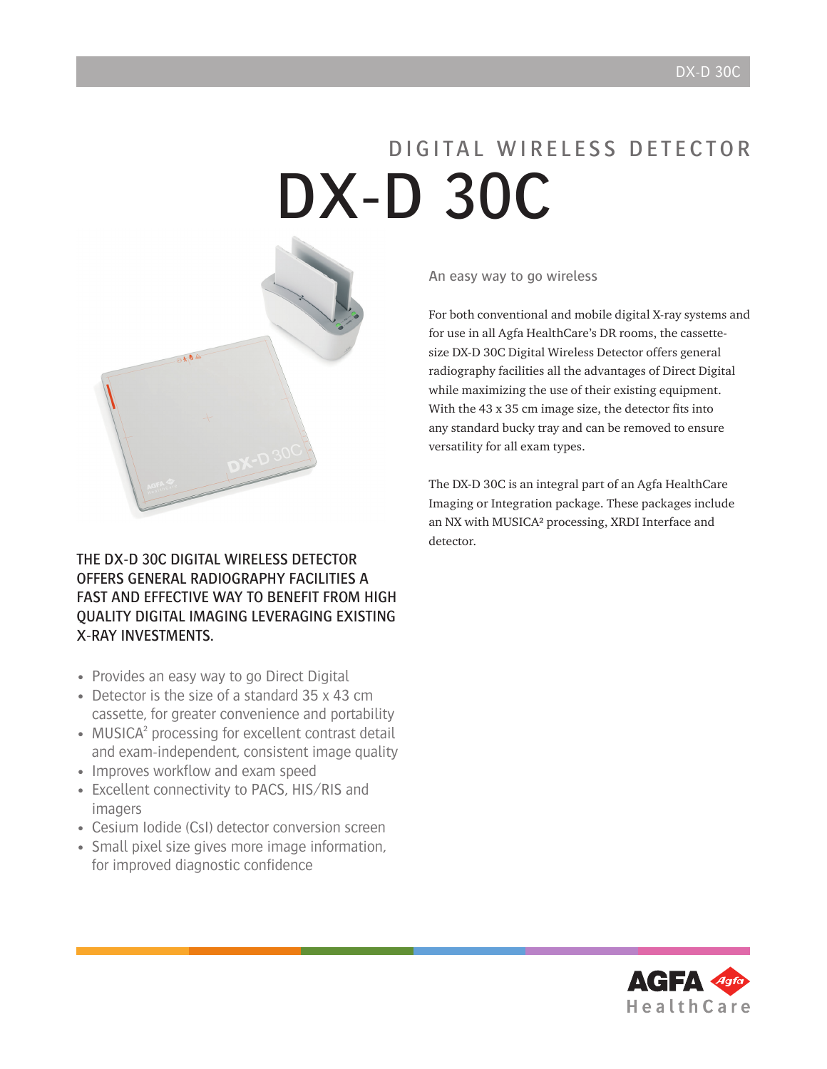# DIGITAL WIRELESS DETECTOR

# DX-D 30C

THE DX-D 30C DIGITAL WIRELESS DETECTOR OFFERS GENERAL RADIOGRAPHY FACILITIES A FAST AND EFFECTIVE WAY TO BENEFIT FROM HIGH QUALITY DIGITAL IMAGING LEVERAGING EXISTING X-RAY INVESTMENTS.

- Provides an easy way to go Direct Digital
- Detector is the size of a standard 35 x 43 cm cassette, for greater convenience and portability
- MUSICA² processing for excellent contrast detail and exam-independent, consistent image quality
- Improves workflow and exam speed
- Excellent connectivity to PACS, HIS/RIS and imagers
- Cesium Iodide (CsI) detector conversion screen
- Small pixel size gives more image information, for improved diagnostic confidence

## An easy way to go wireless

For both conventional and mobile digital X-ray systems and for use in all Agfa HealthCare's DR rooms, the cassette-size DX-D 30C Digital Wireless Detector offers general radiography facilities all the advantages of Direct Digital while maximizing the use of their existing equipment. With the 43 x 35 cm image size, the detector fits into any standard bucky tray and can be removed to ensure versatility for all exam types.

The DX-D 30C is an integral part of an Agfa HealthCare Imaging or Integration package. These packages include an NX with MUSICA² processing, XRDI Interface and detector.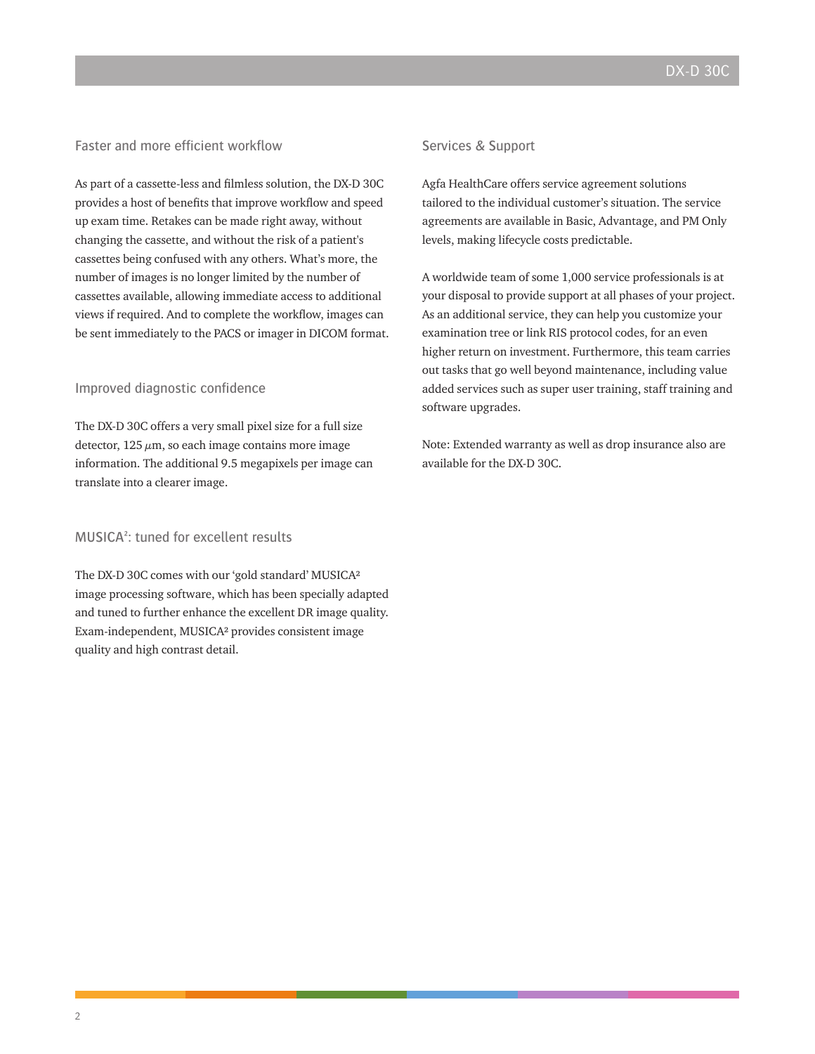## Faster and more efficient workflow

As part of a cassette-less and filmless solution, the DX-D 30C provides a host of benefits that improve workflow and speed up exam time. Retakes can be made right away, without changing the cassette, and without the risk of a patient's cassettes being confused with any others. What's more, the number of images is no longer limited by the number of cassettes available, allowing immediate access to additional views if required. And to complete the workflow, images can be sent immediately to the PACS or imager in DICOM format.

## Improved diagnostic confidence

The DX-D 30C offers a very small pixel size for a full size detector, 125 $\mu$m, so each image contains more image information. The additional 9.5 megapixels per image can translate into a clearer image.

## MUSICA²: tuned for excellent results

The DX-D 30C comes with our 'gold standard' MUSICA² image processing software, which has been specially adapted and tuned to further enhance the excellent DR image quality. Exam-independent, MUSICA² provides consistent image quality and high contrast detail.

## Services & Support

Agfa HealthCare offers service agreement solutions tailored to the individual customer's situation. The service agreements are available in Basic, Advantage, and PM Only levels, making lifecycle costs predictable.

A worldwide team of some 1,000 service professionals is at your disposal to provide support at all phases of your project. As an additional service, they can help you customize your examination tree or link RIS protocol codes, for an even higher return on investment. Furthermore, this team carries out tasks that go well beyond maintenance, including value added services such as super user training, staff training and software upgrades.

Note: Extended warranty as well as drop insurance also are available for the DX-D 30C.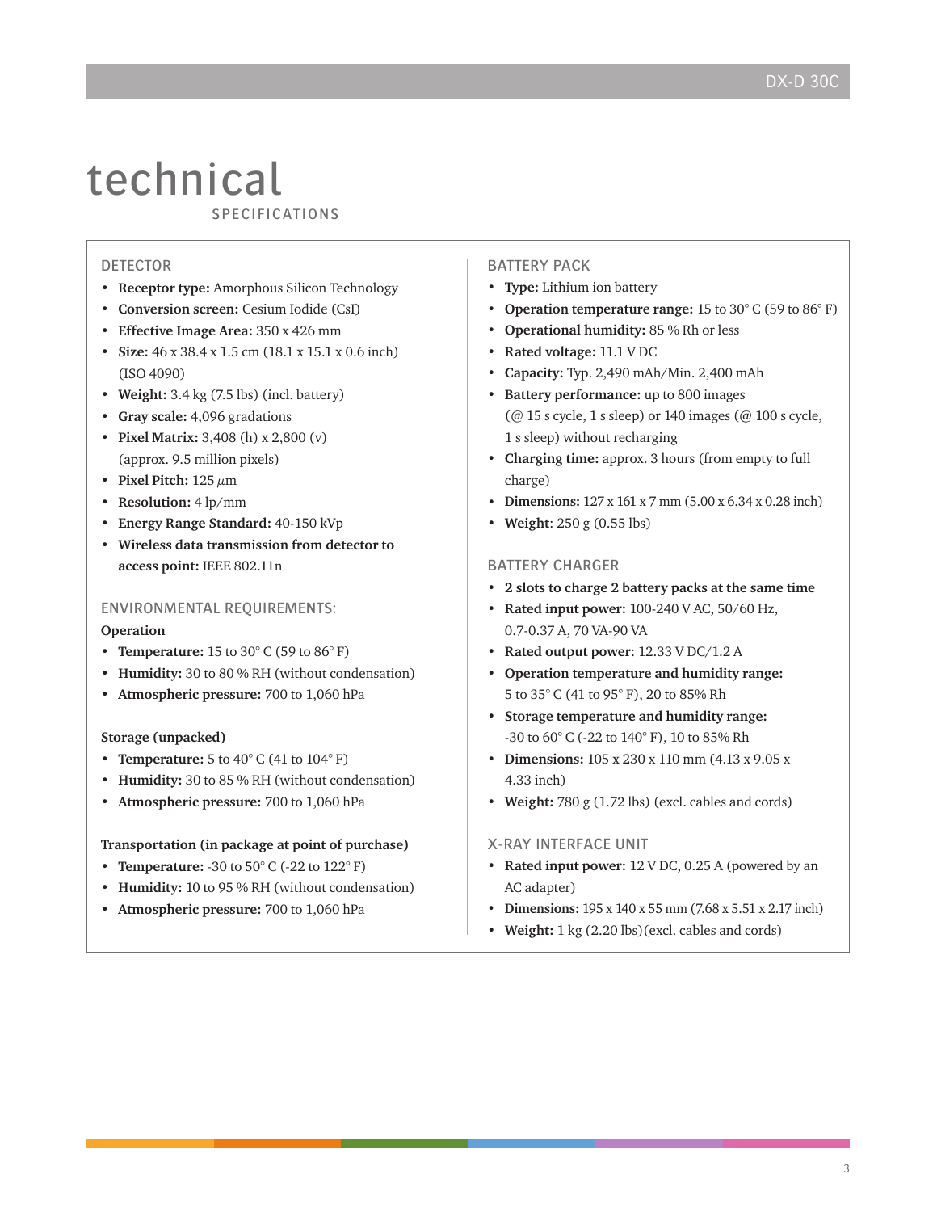# technical

SPECIFICATIONS

## DETECTOR

- **Receptor type:** Amorphous Silicon Technology
- **Conversion screen:** Cesium Iodide (CsI)
- **Effective Image Area:** 350 x 426 mm
- **Size:** 46 x 38.4 x 1.5 cm (18.1 x 15.1 x 0.6 inch) (ISO 4090)
- **Weight:** 3.4 kg (7.5 lbs) (incl. battery)
- **Gray scale:** 4,096 gradations
- **Pixel Matrix:** 3,408 (h) x 2,800 (v) (approx. 9.5 million pixels)
- **Pixel Pitch:** 125 $\mu$m
- **Resolution:** 4 lp/mm
- **Energy Range Standard:** 40-150 kVp
- **Wireless data transmission from detector to access point:** IEEE 802.11n

## ENVIRONMENTAL REQUIREMENTS:

**Operation**

- **Temperature:** 15 to 30° C (59 to 86° F)
- **Humidity:** 30 to 80 % RH (without condensation)
- **Atmospheric pressure:** 700 to 1,060 hPa

**Storage (unpacked)**

- **Temperature:** 5 to 40° C (41 to 104° F)
- **Humidity:** 30 to 85 % RH (without condensation)
- **Atmospheric pressure:** 700 to 1,060 hPa

**Transportation (in package at point of purchase)**

- **Temperature:** -30 to 50° C (-22 to 122° F)
- **Humidity:** 10 to 95 % RH (without condensation)
- **Atmospheric pressure:** 700 to 1,060 hPa

## BATTERY PACK

- **Type:** Lithium ion battery
- **Operation temperature range:** 15 to 30° C (59 to 86° F)
- **Operational humidity:** 85 % Rh or less
- **Rated voltage:** 11.1 V DC
- **Capacity:** Typ. 2,490 mAh/Min. 2,400 mAh
- **Battery performance:** up to 800 images (@ 15 s cycle, 1 s sleep) or 140 images (@ 100 s cycle, 1 s sleep) without recharging
- **Charging time:** approx. 3 hours (from empty to full charge)
- **Dimensions:** 127 x 161 x 7 mm (5.00 x 6.34 x 0.28 inch)
- **Weight**: 250 g (0.55 lbs)

## BATTERY CHARGER

- **2 slots to charge 2 battery packs at the same time**
- **Rated input power:** 100-240 V AC, 50/60 Hz, 0.7-0.37 A, 70 VA-90 VA
- **Rated output power**: 12.33 V DC/1.2 A
- **Operation temperature and humidity range:** 5 to 35° C (41 to 95° F), 20 to 85% Rh
- **Storage temperature and humidity range:** -30 to 60° C (-22 to 140° F), 10 to 85% Rh
- **Dimensions:** 105 x 230 x 110 mm (4.13 x 9.05 x 4.33 inch)
- **Weight:** 780 g (1.72 lbs) (excl. cables and cords)

## X-RAY INTERFACE UNIT

- **Rated input power:** 12 V DC, 0.25 A (powered by an AC adapter)
- **Dimensions:** 195 x 140 x 55 mm (7.68 x 5.51 x 2.17 inch)
- **Weight:** 1 kg (2.20 lbs)(excl. cables and cords)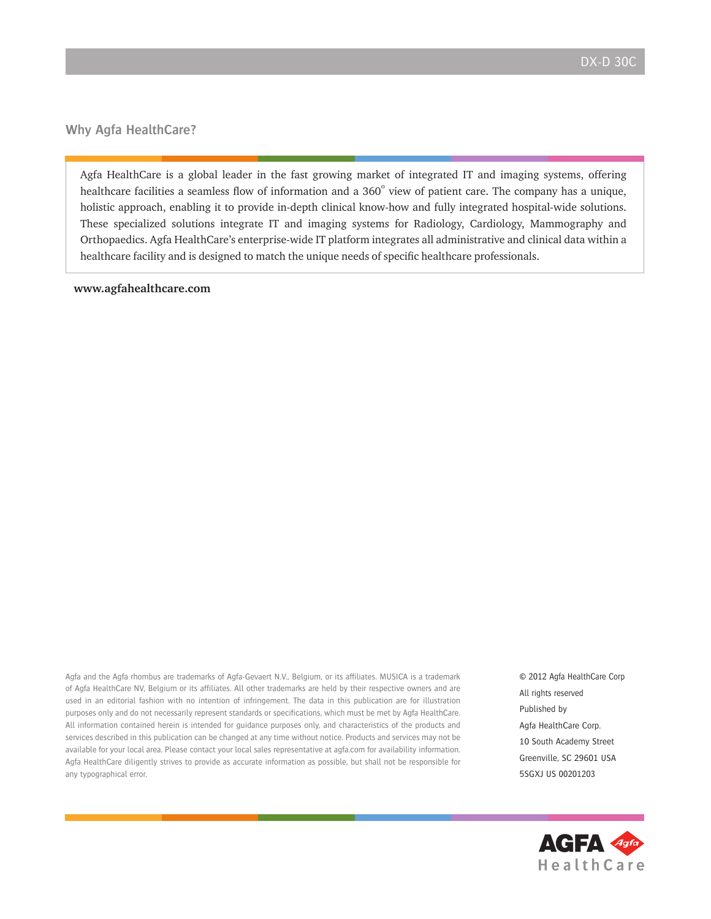## Why Agfa HealthCare?

Agfa HealthCare is a global leader in the fast growing market of integrated IT and imaging systems, offering healthcare facilities a seamless flow of information and a 360° view of patient care. The company has a unique, holistic approach, enabling it to provide in-depth clinical know-how and fully integrated hospital-wide solutions. These specialized solutions integrate IT and imaging systems for Radiology, Cardiology, Mammography and Orthopaedics. Agfa HealthCare's enterprise-wide IT platform integrates all administrative and clinical data within a healthcare facility and is designed to match the unique needs of specific healthcare professionals.

**www.agfahealthcare.com**

Agfa and the Agfa rhombus are trademarks of Agfa-Gevaert N.V., Belgium, or its affiliates. MUSICA is a trademark of Agfa HealthCare NV, Belgium or its affiliates. All other trademarks are held by their respective owners and are used in an editorial fashion with no intention of infringement. The data in this publication are for illustration purposes only and do not necessarily represent standards or specifications, which must be met by Agfa HealthCare. All information contained herein is intended for guidance purposes only, and characteristics of the products and services described in this publication can be changed at any time without notice. Products and services may not be available for your local area. Please contact your local sales representative at agfa.com for availability information. Agfa HealthCare diligently strives to provide as accurate information as possible, but shall not be responsible for any typographical error.

© 2012 Agfa HealthCare Corp
All rights reserved
Published by
Agfa HealthCare Corp.
10 South Academy Street
Greenville, SC 29601 USA
5SGXJ US 00201203

AGFA HealthCare